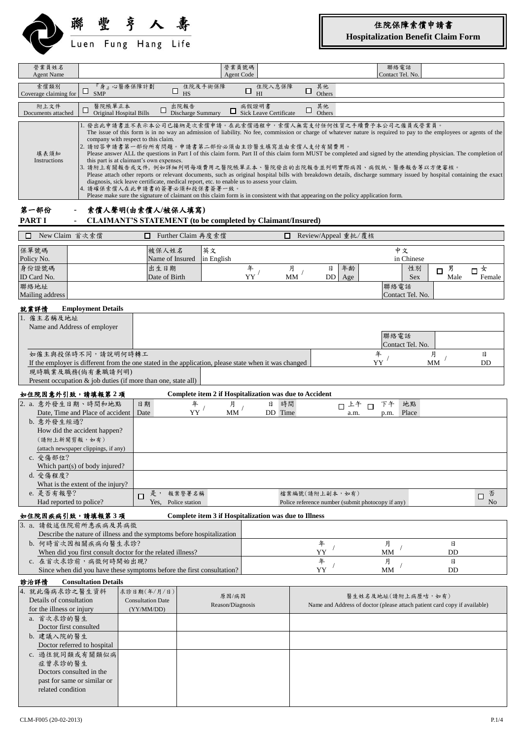# 聯豐亨人壽
Luen Fung Hang Life

## 住院保障索償申請書
**Hospitalization Benefit Claim Form**

| 營業員姓名 Agent Name | | 營業員號碼 Agent Code | | 聯絡電話 Contact Tel. No. | |
|---|---|---|---|---|---|

| 索償類別 Coverage claiming for | ☐ 『身』心醫療保障計劃 SMP | ☐ 住院及手術保障 HS | ☐ 住院入息保障 HI | ☐ 其他 Others | |
|---|---|---|---|---|---|

| 附上文件 Documents attached | ☐ 醫院帳單正本 Original Hospital Bills | ☐ 出院報告 Discharge Summary | ☐ 病假證明書 Sick Leave Certificate | ☐ 其他 Others | |
|---|---|---|---|---|---|

**填表須知 Instructions**

1. 發出此申請書並不表示本公司已接納是次索償申請。在此索償過程中，索償人無需支付任何性質之手續費予本公司之僱員或營業員。
   The issue of this form is in no way an admission of liability. No fee, commission or charge of whatever nature is required to pay to the employees or agents of the company with respect to this claim.
2. 請回答申請書第一部份所有問題。申請書第二部份必須由主診醫生填寫並由索償人支付有關費用。
   Please answer ALL the questions in Part I of this claim form. Part II of this claim form MUST be completed and signed by the attending physician. The completion of this part is at claimant's own expenses.
3. 請附上有關報告或文件，例如詳細列明每項費用之醫院帳單正本、醫院發出的出院報告並列明實際病因、病假紙、醫療報告等以方便審核。
   Please attach other reports or relevant documents, such as original hospital bills with breakdown details, discharge summary issued by hospital containing the exact diagnosis, sick leave certificate, medical report, etc. to enable us to assess your claim.
4. 請確保索償人在此申請書的簽署必須和投保書簽署一致。
   Please make sure the signature of claimant on this claim form is in consistent with that appearing on the policy application form.

## 第一部份 - 索償人聲明(由索償人/被保人填寫)
## PART I - CLAIMANT'S STATEMENT (to be completed by Claimant/Insured)

☐ New Claim 首次索償　☐ Further Claim 再度索償　☐ Review/Appeal 重批/覆核

| 保單號碼 Policy No. | | 被保人姓名 Name of Insured | 英文 in English | | 中文 in Chinese | |
|---|---|---|---|---|---|---|
| 身份證號碼 ID Card No. | | 出生日期 Date of Birth | 年 YY / 月 MM / 日 DD | 年齡 Age | 性別 Sex | ☐ 男 Male ☐ 女 Female |
| 聯絡地址 Mailing address | | | | | 聯絡電話 Contact Tel. No. | |

### 就業詳情 Employment Details

| 1. 僱主名稱及地址 Name and Address of employer | | 聯絡電話 Contact Tel. No. | |
|---|---|---|---|
| 如僱主與投保時不同，請說明何時轉工 If the employer is different from the one stated in the application, please state when it was changed | | 年 YY / 月 MM / 日 DD | |
| 現時職業及職務(倘有兼職請列明) Present occupation & job duties (if more than one, state all) | | | |

### 如住院因意外引致，請填報第 2 項 Complete item 2 if Hospitalization was due to Accident

| 2. a. 意外發生日期、時間和地點 Date, Time and Place of accident | 日期 Date 年 YY / 月 MM / 日 DD | 時間 Time ☐ 上午 a.m. ☐ 下午 p.m. | 地點 Place | |
|---|---|---|---|---|
| b. 意外發生經過? How did the accident happen? (請附上新聞剪報，如有) (attach newspaper clippings, if any) | | | | |
| c. 受傷部位? Which part(s) of body injured? | | | | |
| d. 受傷程度? What is the extent of the injury? | | | | |
| e. 是否有報警? Had reported to police? | ☐ 是， Yes, 報案警署名稱 Police station | 檔案編號(請附上副本，如有) Police reference number (submit photocopy if any) | | ☐ 否 No |

### 如住院因疾病引致，請填報第 3 項 Complete item 3 if Hospitalization was due to Illness

| 3. a. 請敘述住院前所患疾病及其病徵 Describe the nature of illness and the symptoms before hospitalization | |
|---|---|
| b. 何時首次因相關疾病向醫生求診? When did you first consult doctor for the related illness? | 年 YY / 月 MM / 日 DD |
| c. 在首次求診前，病徵何時開始出現? Since when did you have these symptoms before the first consultation? | 年 YY / 月 MM / 日 DD |

### 診治詳情 Consultation Details

| 4. 就此傷病求診之醫生資料 Details of consultation for the illness or injury | 求診日期(年/月/日) Consultation Date (YY/MM/DD) | 原因/病因 Reason/Diagnosis | 醫生姓名及地址(請附上病歷咭，如有) Name and Address of doctor (please attach patient card copy if available) |
|---|---|---|---|
| a. 首次求診的醫生 Doctor first consulted | | | |
| b. 建議入院的醫生 Doctor referred to hospital | | | |
| c. 過往就同類或有關類似病症曾求診的醫生 Doctors consulted in the past for same or similar or related condition | | | |

CLM-F005 (20-02-2013)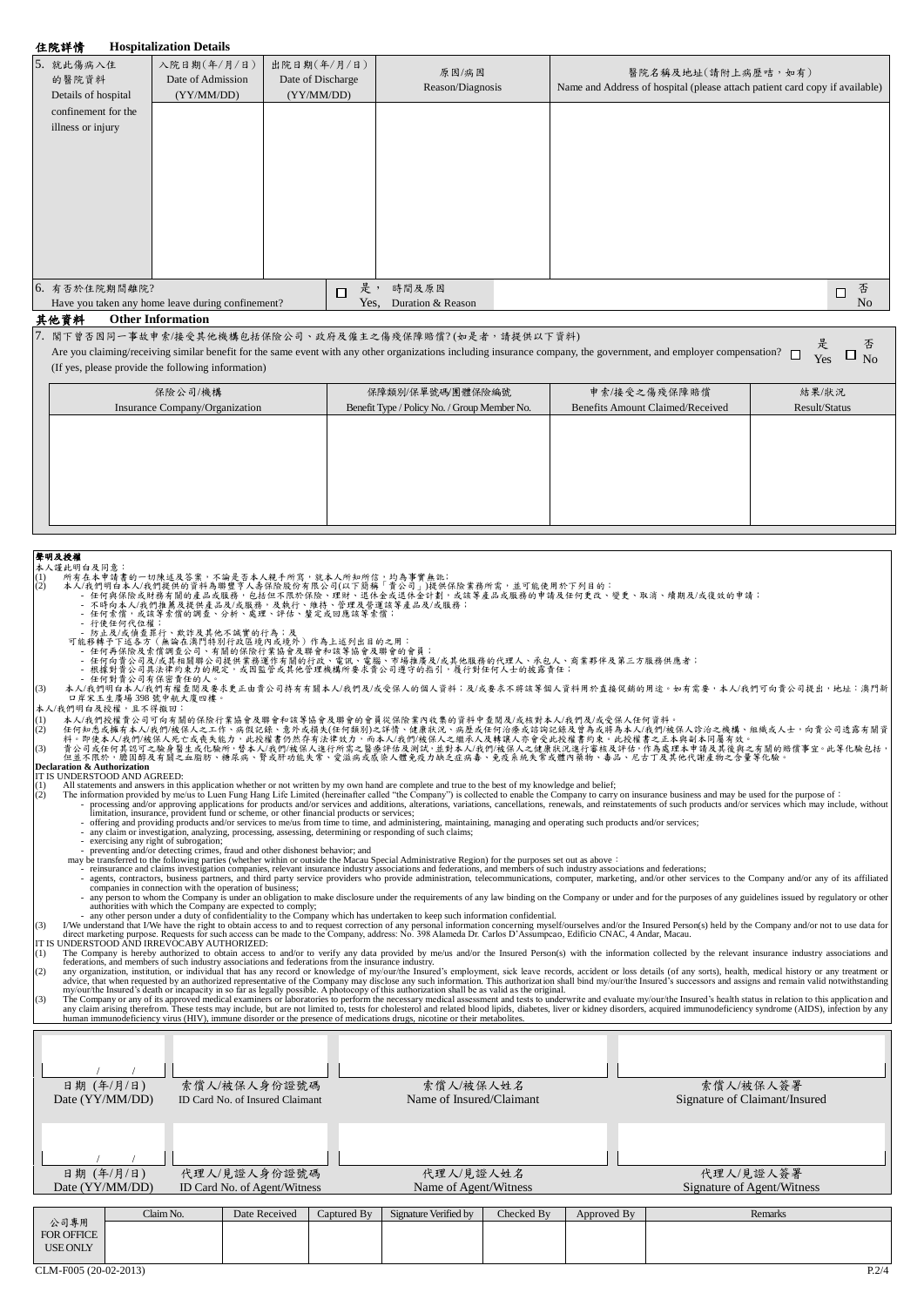## 住院詳情 Hospitalization Details

| 5. 就此傷病入住的醫院資料 Details of hospital confinement for the illness or injury | 入院日期(年/月/日) Date of Admission (YY/MM/DD) | 出院日期(年/月/日) Date of Discharge (YY/MM/DD) | 原因/病因 Reason/Diagnosis | 醫院名稱及地址(請附上病歷咭，如有) Name and Address of hospital (please attach patient card copy if available) |
|---|---|---|---|---|
| | | | | |

6. 有否於住院期間離院? Have you taken any home leave during confinement? ☐ 是， Yes, 時間及原因 Duration & Reason ☐ 否 No

## 其他資料 Other Information

7. 閣下曾否因同一事故申索/接受其他機構包括保險公司、政府及僱主之傷殘保障賠償?(如是者，請提供以下資料)
Are you claiming/receiving similar benefit for the same event with any other organizations including insurance company, the government, and employer compensation? ☐ 是 Yes ☐ 否 No
(If yes, please provide the following information)

| 保險公司/機構 Insurance Company/Organization | 保障類別/保單號碼/團體保險編號 Benefit Type / Policy No. / Group Member No. | 申索/接受之傷殘保障賠償 Benefits Amount Claimed/Received | 結果/狀況 Result/Status |
|---|---|---|---|
| | | | |

**聲明及授權**

本人謹此明白及同意：

(1) 所有在本申請書的一切陳述及答案，不論是否本人親手所寫，就本人所知所信，均為事實無訛；
(2) 本人/我們明白本人/我們提供的資料為聯豐亨人壽保險股份有限公司(以下簡稱「貴公司」)提供保險業務所需，並可能使用於下列目的：
- 任何與保險或財務有關的產品或服務，包括但不限於保險、理財、退休金或退休金計劃，或該等產品或服務的申請及任何更改、變更、取消、續期及/或復效的申請；
- 不時向本人/我們推薦及提供產品及/或服務，及執行、維持、管理及營運該等產品及/或服務；
- 任何索償，或該等索償的調查、分析、處理、評估、鑒定或回應該等索償；
- 行使任何代位權；
- 防止及/或偵查罪行、欺詐及其他不誠實的行為；及

可能移轉予下述各方(無論在澳門特別行政區境內或境外)作為上述列出目的之用：
- 任何再保險及索償調查公司、有關的保險行業協會及聯會和該等協會及聯會的會員；
- 任何向貴公司及/或其相關聯公司提供業務運作有關的行政、電訊、電腦、市場推廣及/或其他服務的代理人、承包人、商業夥伴及第三方服務供應者；
- 根據對貴公司具法律約束力的規定，或因監管或其他管理機構所要求貴公司遵守的指引，履行對任何人士的披露責任；
- 任何對貴公司有保密責任的人。

(3) 本人/我們明白本人/我們有權查閱及要求更正由貴公司持有有關本人/我們及/或受保人的個人資料；及/或要求不將該等個人資料用於直接促銷的用途。如有需要，本人/我們可向貴公司提出，地址：澳門新口岸宋玉生廣場 398 號中航大廈四樓。

本人/我們明白及授權，且不得撤回：

(1) 本人/我們授權貴公司可向有關的保險行業協會及聯會和該等協會及聯會的會員從保險業內收集的資料中查閱及/或核對本人/我們及/或受保人任何資料。
(2) 任何知悉或擁有本人/我們/被保人之工作、病假記錄、意外或損失(任何類別)之詳情、健康狀況、病歷或任何治療或諮詢記錄及曾為或將為本人/我們/被保人診治之機構、組織或人士，向貴公司透露有關資料。即使本人/我們/被保人死亡或喪失能力，此授權書仍然存有法律效力，而本人/我們/被保人之繼承人及轉讓人亦會受此授權書約束。此授權書之正本與副本同屬有效。
(3) 貴公司或任何其認可之驗身醫生或化驗所，替本人/我們/被保人進行所需之醫療評估及測試，並對本人/我們/被保人之健康狀況進行審核及評估，作為處理本申請及其後與之有關的賠償事宜。此等化驗包括，但並不限於，膽固醇及有關之血脂肪、糖尿病、腎或肝功能失常、愛滋病或感染人體免疫力缺乏症病毒、免疫系統失常或體內藥物、毒品、尼古丁及其他代謝產物之含量等化驗。

**Declaration & Authorization**

IT IS UNDERSTOOD AND AGREED:

(1) All statements and answers in this application whether or not written by my own hand are complete and true to the best of my knowledge and belief;
(2) The information provided by me/us to Luen Fung Hang Life Limited (hereinafter called "the Company") is collected to enable the Company to carry on insurance business and may be used for the purpose of：
- processing and/or approving applications for products and/or services and additions, alterations, variations, cancellations, renewals, and reinstatements of such products and/or services which may include, without limitation, insurance, provident fund or scheme, or other financial products or services;
- offering and providing products and/or services to me/us from time to time, and administering, maintaining, managing and operating such products and/or services;
- any claim or investigation, analyzing, processing, assessing, determining or responding of such claims;
- exercising any right of subrogation;
- preventing and/or detecting crimes, fraud and other dishonest behavior; and

may be transferred to the following parties (whether within or outside the Macau Special Administrative Region) for the purposes set out as above：
- reinsurance and claims investigation companies, relevant insurance industry associations and federations, and members of such industry associations and federations;
- agents, contractors, business partners, and third party service providers who provide administration, telecommunications, computer, marketing, and/or other services to the Company and/or any of its affiliated companies in connection with the operation of business;
- any person to whom the Company is under an obligation to make disclosure under the requirements of any law binding on the Company or under and for the purposes of any guidelines issued by regulatory or other authorities with which the Company are expected to comply;
- any other person under a duty of confidentiality to the Company which has undertaken to keep such information confidential.

(3) I/We understand that I/We have the right to obtain access to and to request correction of any personal information concerning myself/ourselves and/or the Insured Person(s) held by the Company and/or not to use data for direct marketing purpose. Requests for such access can be made to the Company, address: No. 398 Alameda Dr. Carlos D'Assumpcao, Edificio CNAC, 4 Andar, Macau.

IT IS UNDERSTOOD AND IRREVOCABY AUTHORIZED:

(1) The Company is hereby authorized to obtain access to and/or to verify any data provided by me/us and/or the Insured Person(s) with the information collected by the relevant insurance industry associations and federations, and members of such industry associations and federations from the insurance industry.
(2) any organization, institution, or individual that has any record or knowledge of my/our/the Insured's employment, sick leave records, accident or loss details (of any sorts), health, medical history or any treatment or advice, that when requested by an authorized representative of the Company may disclose any such information. This authorization shall bind my/our/the Insured's successors and assigns and remain valid notwithstanding my/our/the Insured's death or incapacity in so far as legally possible. A photocopy of this authorization shall be as valid as the original.
(3) The Company or any of its approved medical examiners or laboratories to perform the necessary medical assessment and tests to underwrite and evaluate my/our/the Insured's health status in relation to this application and any claim arising therefrom. These tests may include, but are not limited to, tests for cholesterol and related blood lipids, diabetes, liver or kidney disorders, acquired immunodeficiency syndrome (AIDS), infection by any human immunodeficiency virus (HIV), immune disorder or the presence of medications drugs, nicotine or their metabolites.

| 日期 (年/月/日) Date (YY/MM/DD) | 索償人/被保人身份證號碼 ID Card No. of Insured Claimant | 索償人/被保人姓名 Name of Insured/Claimant | 索償人/被保人簽署 Signature of Claimant/Insured |
|---|---|---|---|
| / / | | | |

| 日期 (年/月/日) Date (YY/MM/DD) | 代理人/見證人身份證號碼 ID Card No. of Agent/Witness | 代理人/見證人姓名 Name of Agent/Witness | 代理人/見證人簽署 Signature of Agent/Witness |
|---|---|---|---|
| / / | | | |

| 公司專用 FOR OFFICE USE ONLY | Claim No. | Date Received | Captured By | Signature Verified by | Checked By | Approved By | Remarks |
|---|---|---|---|---|---|---|---|
| | | | | | | | |

CLM-F005 (20-02-2013)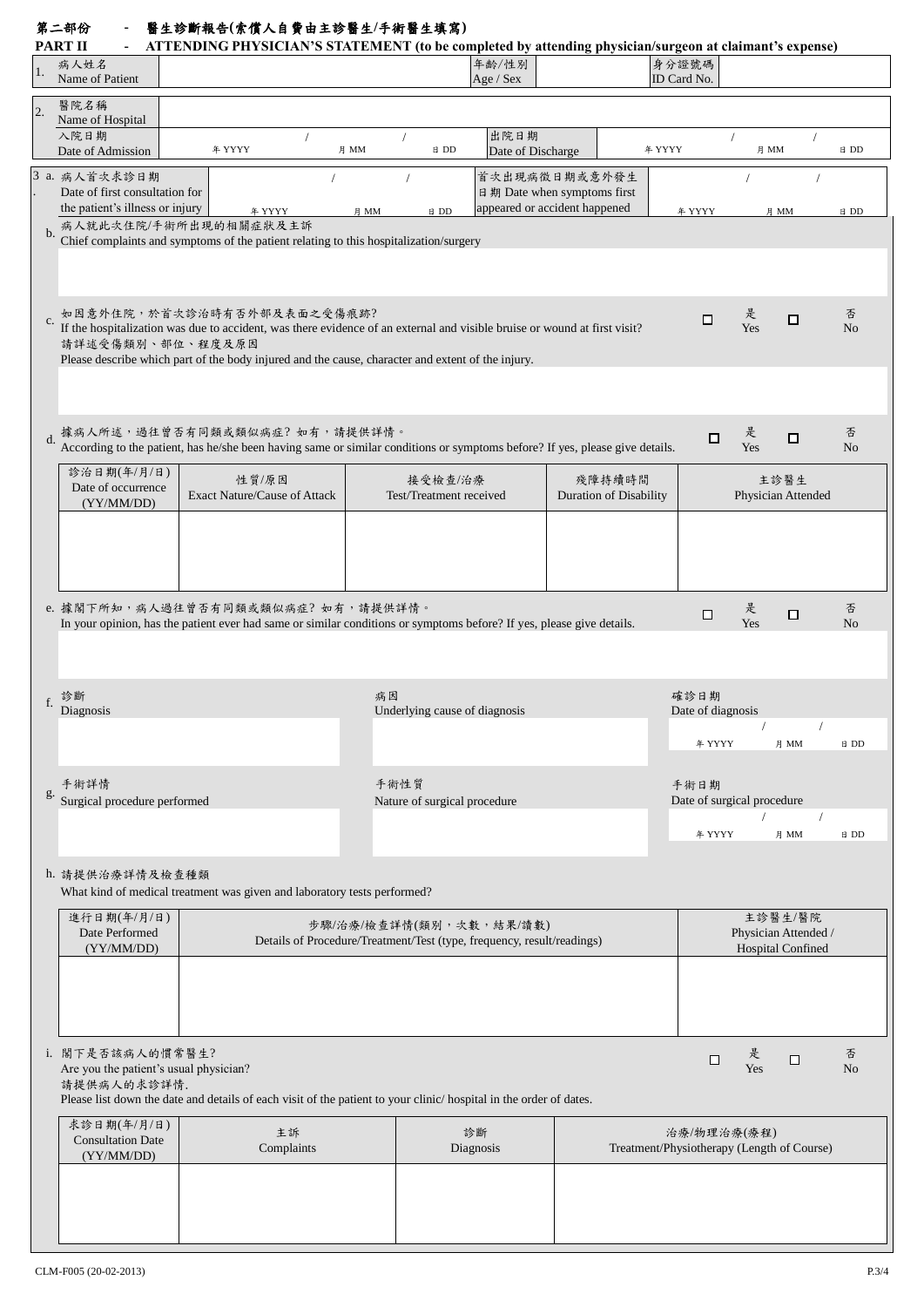## 第二部份 - 醫生診斷報告(索償人自費由主診醫生/手術醫生填寫)

## PART II - ATTENDING PHYSICIAN'S STATEMENT (to be completed by attending physician/surgeon at claimant's expense)

1. 病人姓名 Name of Patient ______ 年齡/性別 Age / Sex ______ 身分證號碼 ID Card No. ______

2. 醫院名稱 Name of Hospital ______

   入院日期 Date of Admission ____ / ____ / ____ (年 YYYY 月 MM 日 DD)　出院日期 Date of Discharge ____ / ____ / ____ (年 YYYY 月 MM 日 DD)

3. a. 病人首次求診日期 Date of first consultation for the patient's illness or injury ____ / ____ / ____ (年 YYYY 月 MM 日 DD)　首次出現病徵日期或意外發生日期 Date when symptoms first appeared or accident happened ____ / ____ / ____ (年 YYYY 月 MM 日 DD)

   b. 病人就此次住院/手術所出現的相關症狀及主訴
   Chief complaints and symptoms of the patient relating to this hospitalization/surgery

   c. 如因意外住院，於首次診治時有否外部及表面之受傷痕跡？
   If the hospitalization was due to accident, was there evidence of an external and visible bruise or wound at first visit? ☐ 是 Yes ☐ 否 No
   請詳述受傷類別、部位、程度及原因
   Please describe which part of the body injured and the cause, character and extent of the injury.

   d. 據病人所述，過往曾否有同類或類似病症？如有，請提供詳情。
   According to the patient, has he/she been having same or similar conditions or symptoms before? If yes, please give details. ☐ 是 Yes ☐ 否 No

| 診治日期(年/月/日) Date of occurrence (YY/MM/DD) | 性質/原因 Exact Nature/Cause of Attack | 接受檢查/治療 Test/Treatment received | 殘障持續時間 Duration of Disability | 主診醫生 Physician Attended |
|---|---|---|---|---|
| | | | | |

   e. 據閣下所知，病人過往曾否有同類或類似病症？如有，請提供詳情。
   In your opinion, has the patient ever had same or similar conditions or symptoms before? If yes, please give details. ☐ 是 Yes ☐ 否 No

   f. 診斷 Diagnosis ______　病因 Underlying cause of diagnosis ______　確診日期 Date of diagnosis ____ / ____ / ____ (年 YYYY 月 MM 日 DD)

   g. 手術詳情 Surgical procedure performed ______　手術性質 Nature of surgical procedure ______　手術日期 Date of surgical procedure ____ / ____ / ____ (年 YYYY 月 MM 日 DD)

   h. 請提供治療詳情及檢查種類
   What kind of medical treatment was given and laboratory tests performed?

| 進行日期(年/月/日) Date Performed (YY/MM/DD) | 步驟/治療/檢查詳情(類別，次數，結果/讀數) Details of Procedure/Treatment/Test (type, frequency, result/readings) | 主診醫生/醫院 Physician Attended / Hospital Confined |
|---|---|---|
| | | |

   i. 閣下是否該病人的慣常醫生？
   Are you the patient's usual physician? ☐ 是 Yes ☐ 否 No
   請提供病人的求診詳情.
   Please list down the date and details of each visit of the patient to your clinic/ hospital in the order of dates.

| 求診日期(年/月/日) Consultation Date (YY/MM/DD) | 主訴 Complaints | 診斷 Diagnosis | 治療/物理治療(療程) Treatment/Physiotherapy (Length of Course) |
|---|---|---|---|
| | | | |

CLM-F005 (20-02-2013)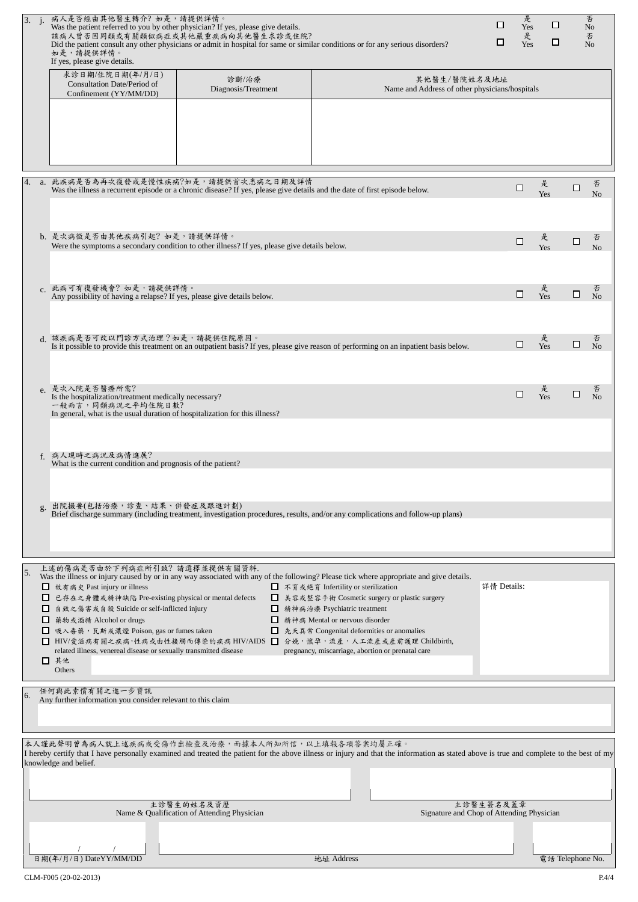3. j. 病人是否經由其他醫生轉介? 如是，請提供詳情。
Was the patient referred to you by other physician? If yes, please give details. ☐ 是 Yes ☐ 否 No

該病人曾否因同類或有關類似病症或其他嚴重疾病向其他醫生求診或住院?
Did the patient consult any other physicians or admit in hospital for same or similar conditions or for any serious disorders? ☐ 是 Yes ☐ 否 No

如是，請提供詳情。
If yes, please give details.

| 求診日期/住院日期(年/月/日) Consultation Date/Period of Confinement (YY/MM/DD) | 診斷/治療 Diagnosis/Treatment | 其他醫生/醫院姓名及地址 Name and Address of other physicians/hospitals |
|---|---|---|
| | | |

4. a. 此疾病是否為再次復發或是慢性疾病?如是，請提供首次患病之日期及詳情
Was the illness a recurrent episode or a chronic disease? If yes, please give details and the date of first episode below. ☐ 是 Yes ☐ 否 No

b. 是次病徵是否由其他疾病引起? 如是，請提供詳情。
Were the symptoms a secondary condition to other illness? If yes, please give details below. ☐ 是 Yes ☐ 否 No

c. 此病可有復發機會? 如是，請提供詳情。
Any possibility of having a relapse? If yes, please give details below. ☐ 是 Yes ☐ 否 No

d. 該疾病是否可改以門診方式治理?如是，請提供住院原因。
Is it possible to provide this treatment on an outpatient basis? If yes, please give reason of performing on an inpatient basis below. ☐ 是 Yes ☐ 否 No

e. 是次入院是否醫療所需?
Is the hospitalization/treatment medically necessary? ☐ 是 Yes ☐ 否 No
一般而言，同類病況之平均住院日數?
In general, what is the usual duration of hospitalization for this illness?

f. 病人現時之病況及病情進展?
What is the current condition and prognosis of the patient?

g. 出院撮要(包括治療，診查、結果、併發症及跟進計劃)
Brief discharge summary (including treatment, investigation procedures, results, and/or any complications and follow-up plans)

5. 上述的傷病是否由於下列病症所引致? 請選擇並提供有關資料.
Was the illness or injury caused by or in any way associated with any of the following? Please tick where appropriate and give details.

- ☐ 故有病史 Past injury or illness
- ☐ 已存在之身體或精神缺陷 Pre-existing physical or mental defects
- ☐ 自致之傷害或自殺 Suicide or self-inflicted injury
- ☐ 藥物或酒精 Alcohol or drugs
- ☐ 吸入毒藥，瓦斯或濃煙 Poison, gas or fumes taken
- ☐ HIV/愛滋病有關之疾病,性病或由性接觸而傳染的疾病 HIV/AIDS related illness, venereal disease or sexually transmitted disease
- ☐ 其他 Others
- ☐ 不育或絕育 Infertility or sterilization
- ☐ 美容或整容手術 Cosmetic surgery or plastic surgery
- ☐ 精神病治療 Psychiatric treatment
- ☐ 精神病 Mental or nervous disorder
- ☐ 先天異常 Congenital deformities or anomalies
- ☐ 分娩，懷孕，流產，人工流產或產前護理 Childbirth, pregnancy, miscarriage, abortion or prenatal care

詳情 Details:

6. 任何與此索償有關之進一步資訊
Any further information you consider relevant to this claim

本人謹此聲明曾為病人就上述疾病或受傷作出檢查及治療，而據本人所知所信，以上填報各項答案均屬正確。
I hereby certify that I have personally examined and treated the patient for the above illness or injury and that the information as stated above is true and complete to the best of my knowledge and belief.

主診醫生的姓名及資歷
Name & Qualification of Attending Physician

主診醫生簽名及蓋章
Signature and Chop of Attending Physician

/ /
日期(年/月/日) DateYY/MM/DD

地址 Address

電話 Telephone No.

CLM-F005 (20-02-2013)